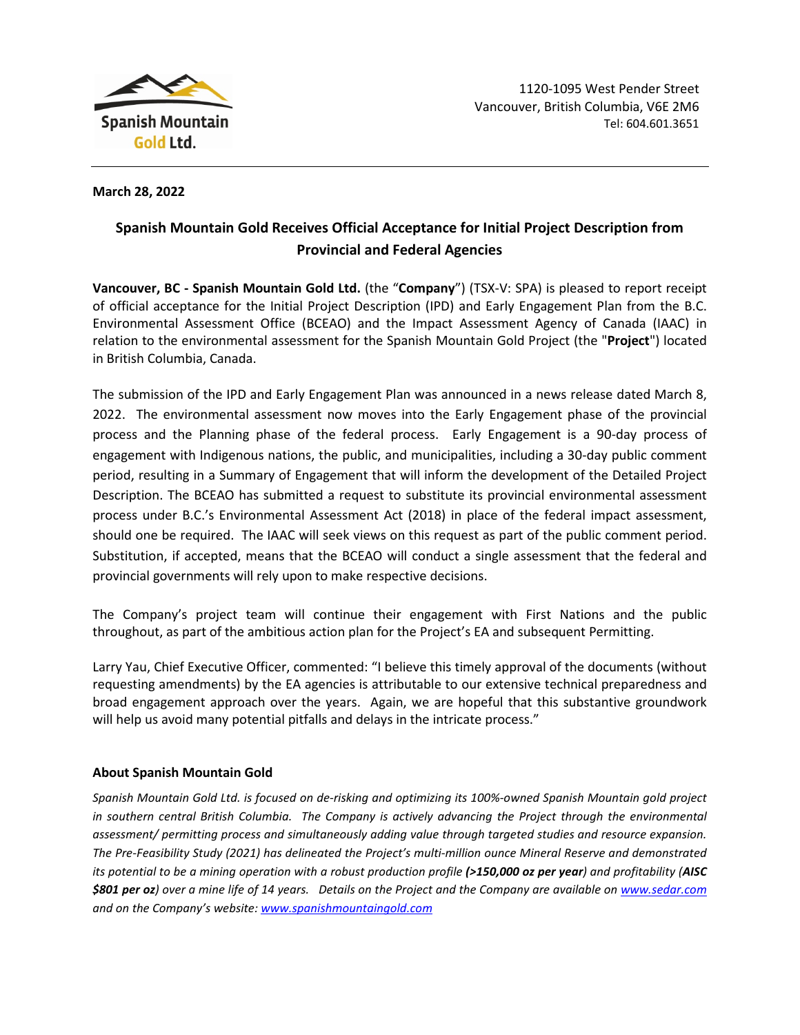Spanish Mountain Gold Ltd.

1120-1095 West Pender Street
Vancouver, British Columbia, V6E 2M6
Tel: 604.601.3651

**March 28, 2022**

## Spanish Mountain Gold Receives Official Acceptance for Initial Project Description from Provincial and Federal Agencies

**Vancouver, BC - Spanish Mountain Gold Ltd.** (the "**Company**") (TSX-V: SPA) is pleased to report receipt of official acceptance for the Initial Project Description (IPD) and Early Engagement Plan from the B.C. Environmental Assessment Office (BCEAO) and the Impact Assessment Agency of Canada (IAAC) in relation to the environmental assessment for the Spanish Mountain Gold Project (the "**Project**") located in British Columbia, Canada.

The submission of the IPD and Early Engagement Plan was announced in a news release dated March 8, 2022. The environmental assessment now moves into the Early Engagement phase of the provincial process and the Planning phase of the federal process. Early Engagement is a 90-day process of engagement with Indigenous nations, the public, and municipalities, including a 30-day public comment period, resulting in a Summary of Engagement that will inform the development of the Detailed Project Description. The BCEAO has submitted a request to substitute its provincial environmental assessment process under B.C.'s Environmental Assessment Act (2018) in place of the federal impact assessment, should one be required. The IAAC will seek views on this request as part of the public comment period. Substitution, if accepted, means that the BCEAO will conduct a single assessment that the federal and provincial governments will rely upon to make respective decisions.

The Company's project team will continue their engagement with First Nations and the public throughout, as part of the ambitious action plan for the Project's EA and subsequent Permitting.

Larry Yau, Chief Executive Officer, commented: "I believe this timely approval of the documents (without requesting amendments) by the EA agencies is attributable to our extensive technical preparedness and broad engagement approach over the years. Again, we are hopeful that this substantive groundwork will help us avoid many potential pitfalls and delays in the intricate process."

### About Spanish Mountain Gold

*Spanish Mountain Gold Ltd. is focused on de-risking and optimizing its 100%-owned Spanish Mountain gold project in southern central British Columbia. The Company is actively advancing the Project through the environmental assessment/ permitting process and simultaneously adding value through targeted studies and resource expansion. The Pre-Feasibility Study (2021) has delineated the Project's multi-million ounce Mineral Reserve and demonstrated its potential to be a mining operation with a robust production profile* ***(>150,000 oz per year****) and profitability (****AISC $801 per oz****) over a mine life of 14 years. Details on the Project and the Company are available on [www.sedar.com](www.sedar.com) and on the Company's website: [www.spanishmountaingold.com](www.spanishmountaingold.com)*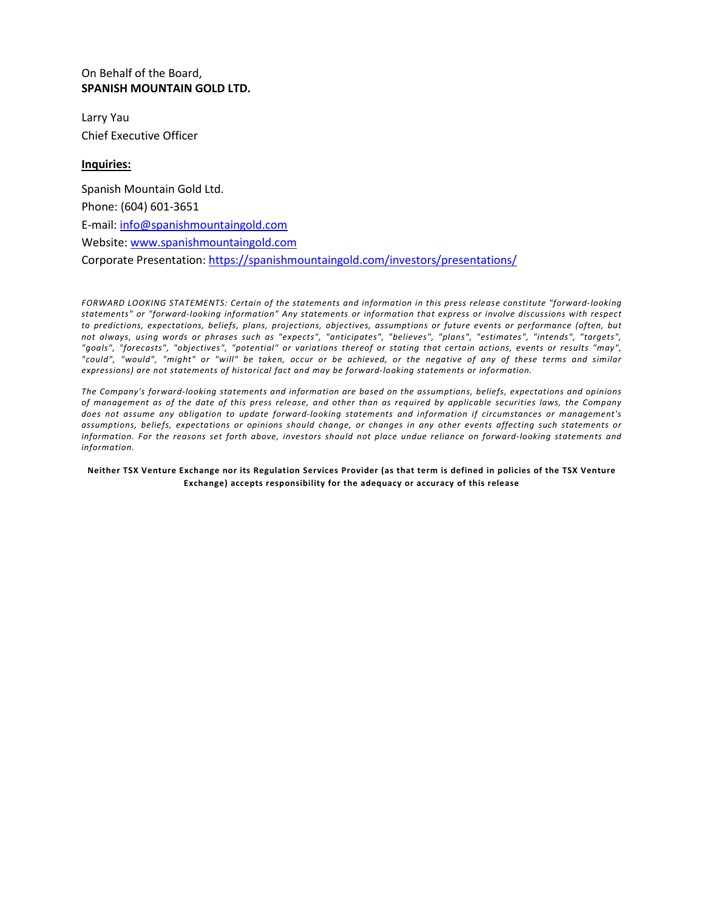On Behalf of the Board,
**SPANISH MOUNTAIN GOLD LTD.**

Larry Yau
Chief Executive Officer

**Inquiries:**

Spanish Mountain Gold Ltd.
Phone: (604) 601-3651
E-mail: info@spanishmountaingold.com
Website: www.spanishmountaingold.com
Corporate Presentation: https://spanishmountaingold.com/investors/presentations/

*FORWARD LOOKING STATEMENTS: Certain of the statements and information in this press release constitute "forward-looking statements" or "forward-looking information" Any statements or information that express or involve discussions with respect to predictions, expectations, beliefs, plans, projections, objectives, assumptions or future events or performance (often, but not always, using words or phrases such as "expects", "anticipates", "believes", "plans", "estimates", "intends", "targets", "goals", "forecasts", "objectives", "potential" or variations thereof or stating that certain actions, events or results "may", "could", "would", "might" or "will" be taken, occur or be achieved, or the negative of any of these terms and similar expressions) are not statements of historical fact and may be forward-looking statements or information.*

*The Company's forward-looking statements and information are based on the assumptions, beliefs, expectations and opinions of management as of the date of this press release, and other than as required by applicable securities laws, the Company does not assume any obligation to update forward-looking statements and information if circumstances or management's assumptions, beliefs, expectations or opinions should change, or changes in any other events affecting such statements or information. For the reasons set forth above, investors should not place undue reliance on forward-looking statements and information.*

**Neither TSX Venture Exchange nor its Regulation Services Provider (as that term is defined in policies of the TSX Venture Exchange) accepts responsibility for the adequacy or accuracy of this release**